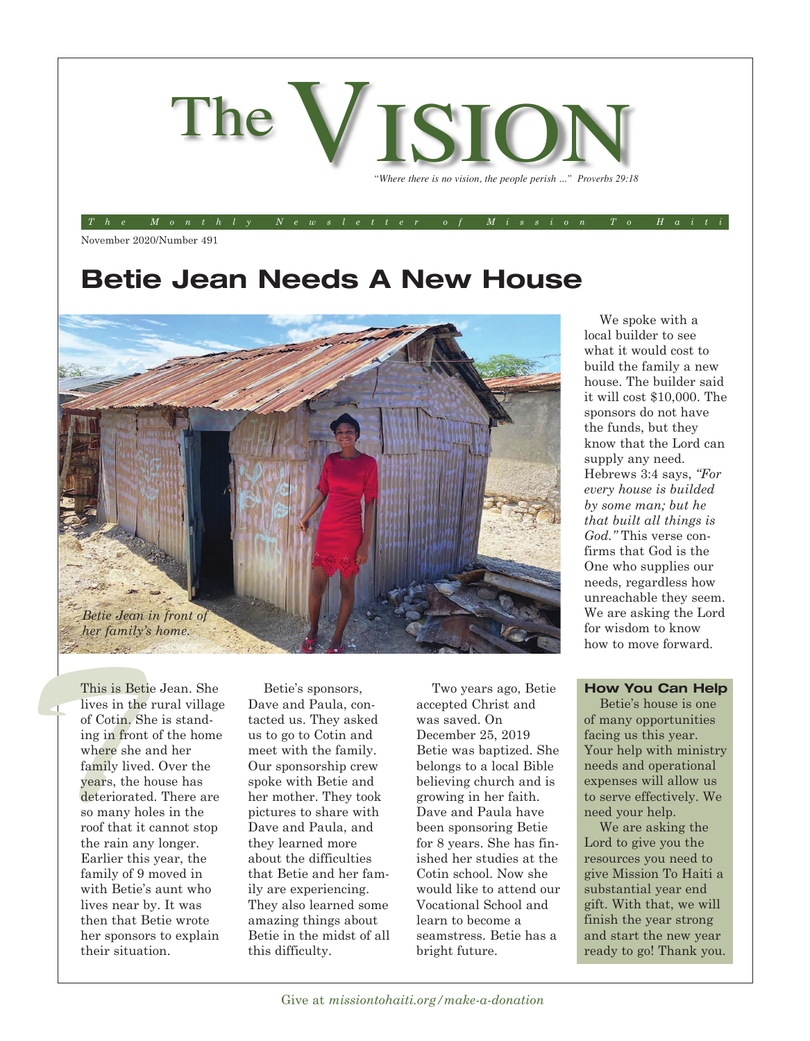# The VISION

*"Where there is no vision, the people perish ..." Proverbs 29:18*

*The Monthly Newsletter of Mission To Haiti*

November 2020/Number 491

## Betie Jean Needs A New House

*Betie Jean in front of her family's home.*

This is Betie Jean. She lives in the rural village of Cotin. She is standing in front of the home where she and her family lived. Over the years, the house has deteriorated. There are so many holes in the roof that it cannot stop the rain any longer. Earlier this year, the family of 9 moved in with Betie's aunt who lives near by. It was then that Betie wrote her sponsors to explain their situation.

Betie's sponsors, Dave and Paula, contacted us. They asked us to go to Cotin and meet with the family. Our sponsorship crew spoke with Betie and her mother. They took pictures to share with Dave and Paula, and they learned more about the difficulties that Betie and her family are experiencing. They also learned some amazing things about Betie in the midst of all this difficulty.

Two years ago, Betie accepted Christ and was saved. On December 25, 2019 Betie was baptized. She belongs to a local Bible believing church and is growing in her faith. Dave and Paula have been sponsoring Betie for 8 years. She has finished her studies at the Cotin school. Now she would like to attend our Vocational School and learn to become a seamstress. Betie has a bright future.

We spoke with a local builder to see what it would cost to build the family a new house. The builder said it will cost $10,000. The sponsors do not have the funds, but they know that the Lord can supply any need. Hebrews 3:4 says, *"For every house is builded by some man; but he that built all things is God."* This verse confirms that God is the One who supplies our needs, regardless how unreachable they seem. We are asking the Lord for wisdom to know how to move forward.

### How You Can Help

Betie's house is one of many opportunities facing us this year. Your help with ministry needs and operational expenses will allow us to serve effectively. We need your help.

We are asking the Lord to give you the resources you need to give Mission To Haiti a substantial year end gift. With that, we will finish the year strong and start the new year ready to go! Thank you.

Give at *missiontohaiti.org/make-a-donation*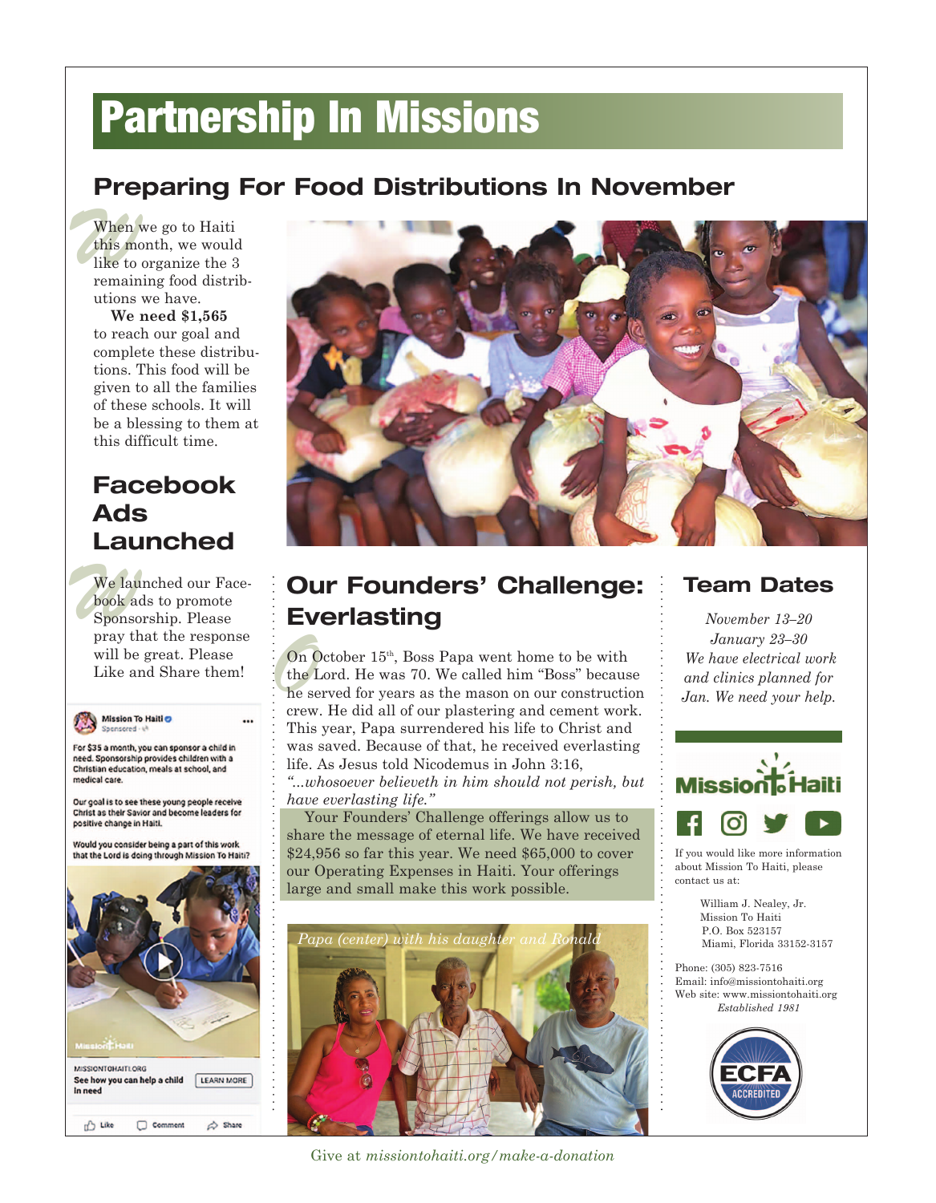# Partnership In Missions

## Preparing For Food Distributions In November

When we go to Haiti this month, we would like to organize the 3 remaining food distributions we have.

**We need $1,565** to reach our goal and complete these distributions. This food will be given to all the families of these schools. It will be a blessing to them at this difficult time.

## Facebook Ads Launched

We launched our Facebook ads to promote Sponsorship. Please pray that the response will be great. Please Like and Share them!

Mission To Haiti
Sponsored

For $35 a month, you can sponsor a child in need. Sponsorship provides children with a Christian education, meals at school, and medical care.

Our goal is to see these young people receive Christ as their Savior and become leaders for positive change in Haiti.

Would you consider being a part of this work that the Lord is doing through Mission To Haiti?

MISSIONTOHAITI.ORG
See how you can help a child in need
LEARN MORE

Like Comment Share

## Our Founders' Challenge: Everlasting

On October 15th, Boss Papa went home to be with the Lord. He was 70. We called him "Boss" because he served for years as the mason on our construction crew. He did all of our plastering and cement work. This year, Papa surrendered his life to Christ and was saved. Because of that, he received everlasting life. As Jesus told Nicodemus in John 3:16, *"...whosoever believeth in him should not perish, but have everlasting life."*

Your Founders' Challenge offerings allow us to share the message of eternal life. We have received $24,956 so far this year. We need $65,000 to cover our Operating Expenses in Haiti. Your offerings large and small make this work possible.

*Papa (center) with his daughter and Ronald*

## Team Dates

*November 13–20*
*January 23–30*
*We have electrical work and clinics planned for Jan. We need your help.*

Mission To Haiti

If you would like more information about Mission To Haiti, please contact us at:

William J. Nealey, Jr.
Mission To Haiti
P.O. Box 523157
Miami, Florida 33152-3157

Phone: (305) 823-7516
Email: info@missiontohaiti.org
Web site: www.missiontohaiti.org
*Established 1981*

ECFA ACCREDITED

Give at *missiontohaiti.org/make-a-donation*